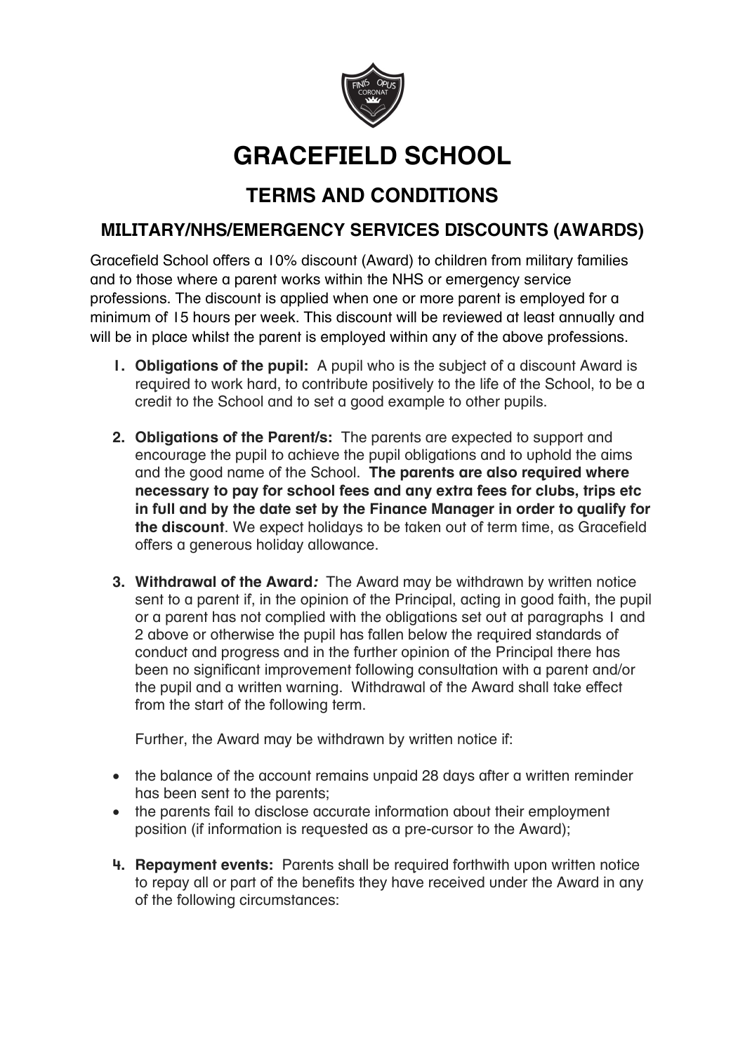# GRACEFIELD SCHOOL

## TERMS AND CONDITIONS

### MILITARY/NHS/EMERGENCY SERVICES DISCOUNTS (AWARDS)

Gracefield School offers a 10% discount (Award) to children from military families and to those where a parent works within the NHS or emergency service professions. The discount is applied when one or more parent is employed for a minimum of 15 hours per week. This discount will be reviewed at least annually and will be in place whilst the parent is employed within any of the above professions.

1. **Obligations of the pupil:** A pupil who is the subject of a discount Award is required to work hard, to contribute positively to the life of the School, to be a credit to the School and to set a good example to other pupils.

2. **Obligations of the Parent/s:** The parents are expected to support and encourage the pupil to achieve the pupil obligations and to uphold the aims and the good name of the School. **The parents are also required where necessary to pay for school fees and any extra fees for clubs, trips etc in full and by the date set by the Finance Manager in order to qualify for the discount**. We expect holidays to be taken out of term time, as Gracefield offers a generous holiday allowance.

3. **Withdrawal of the Award*:*** The Award may be withdrawn by written notice sent to a parent if, in the opinion of the Principal, acting in good faith, the pupil or a parent has not complied with the obligations set out at paragraphs 1 and 2 above or otherwise the pupil has fallen below the required standards of conduct and progress and in the further opinion of the Principal there has been no significant improvement following consultation with a parent and/or the pupil and a written warning. Withdrawal of the Award shall take effect from the start of the following term.

   Further, the Award may be withdrawn by written notice if:

- the balance of the account remains unpaid 28 days after a written reminder has been sent to the parents;
- the parents fail to disclose accurate information about their employment position (if information is requested as a pre-cursor to the Award);

4. **Repayment events:** Parents shall be required forthwith upon written notice to repay all or part of the benefits they have received under the Award in any of the following circumstances: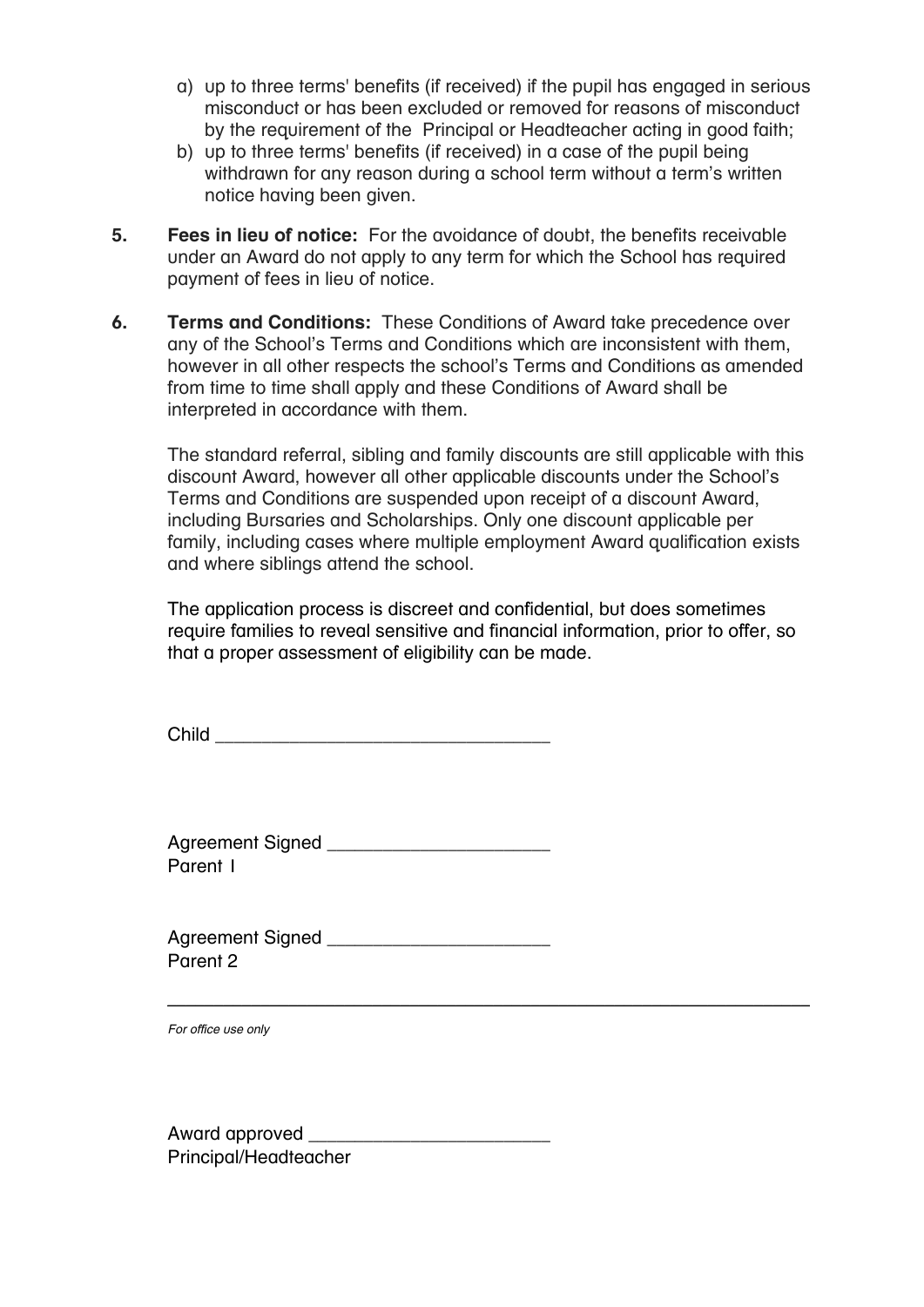a) up to three terms' benefits (if received) if the pupil has engaged in serious misconduct or has been excluded or removed for reasons of misconduct by the requirement of the Principal or Headteacher acting in good faith;
b) up to three terms' benefits (if received) in a case of the pupil being withdrawn for any reason during a school term without a term's written notice having been given.

5. **Fees in lieu of notice:** For the avoidance of doubt, the benefits receivable under an Award do not apply to any term for which the School has required payment of fees in lieu of notice.

6. **Terms and Conditions:** These Conditions of Award take precedence over any of the School's Terms and Conditions which are inconsistent with them, however in all other respects the school's Terms and Conditions as amended from time to time shall apply and these Conditions of Award shall be interpreted in accordance with them.

   The standard referral, sibling and family discounts are still applicable with this discount Award, however all other applicable discounts under the School's Terms and Conditions are suspended upon receipt of a discount Award, including Bursaries and Scholarships. Only one discount applicable per family, including cases where multiple employment Award qualification exists and where siblings attend the school.

   The application process is discreet and confidential, but does sometimes require families to reveal sensitive and financial information, prior to offer, so that a proper assessment of eligibility can be made.

Child \_\_\_\_\_\_\_\_\_\_\_\_\_\_\_\_\_\_\_\_\_\_\_\_\_\_\_\_\_\_\_\_

Agreement Signed \_\_\_\_\_\_\_\_\_\_\_\_\_\_\_\_\_\_\_\_\_\_
Parent 1

Agreement Signed \_\_\_\_\_\_\_\_\_\_\_\_\_\_\_\_\_\_\_\_\_\_
Parent 2

---

*For office use only*

Award approved \_\_\_\_\_\_\_\_\_\_\_\_\_\_\_\_\_\_\_\_\_\_\_\_
Principal/Headteacher